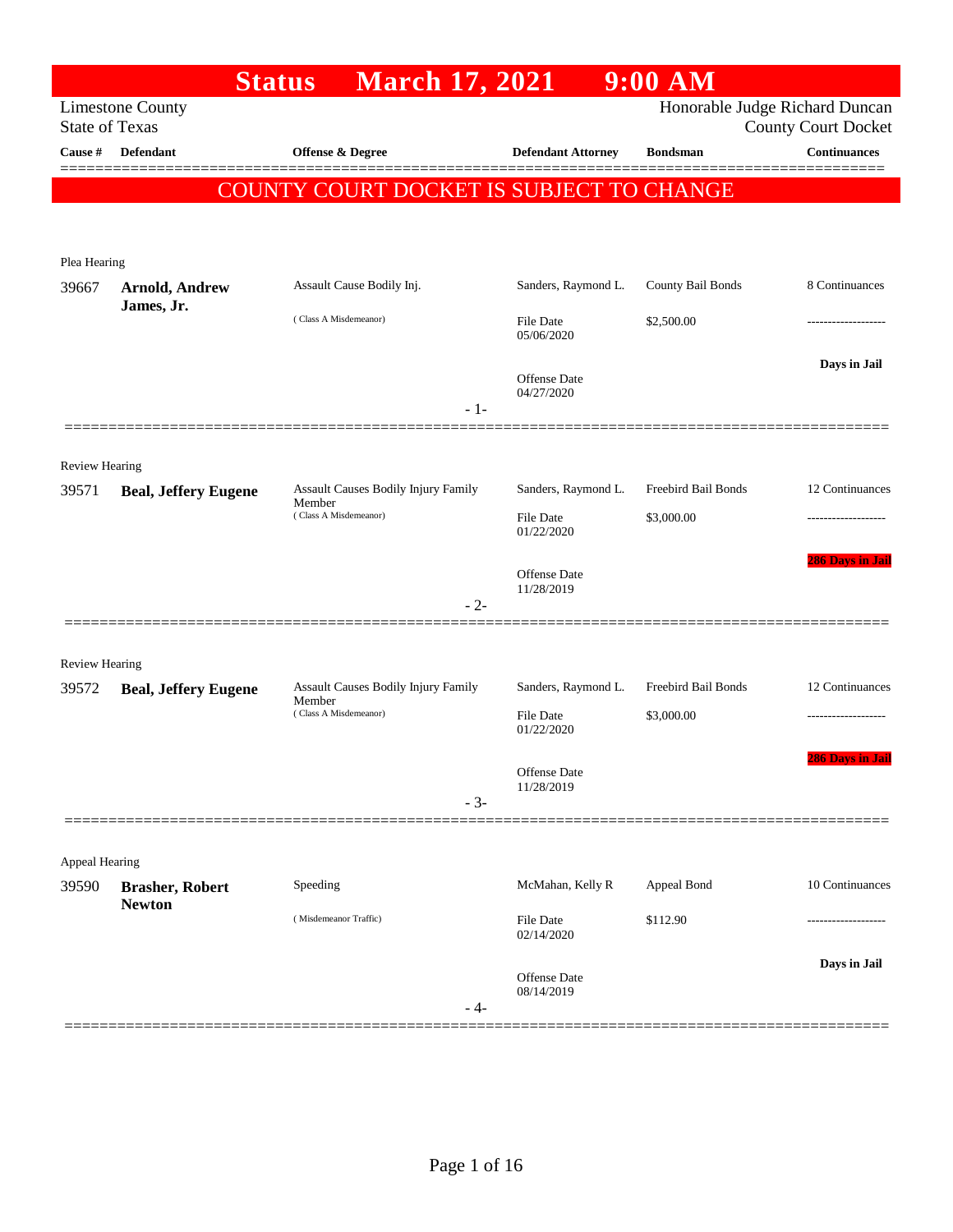# Status March 17, 2021 9:00 AM

Limestone County
State of Texas

Honorable Judge Richard Duncan
County Court Docket

**COUNTY COURT DOCKET IS SUBJECT TO CHANGE**

| Cause # | Defendant | Offense & Degree | Defendant Attorney | Bondsman | Continuances |
|---|---|---|---|---|---|
| **Plea Hearing** | | | | | |
| 39667 | **Arnold, Andrew James, Jr.** | Assault Cause Bodily Inj. (Class A Misdemeanor) | Sanders, Raymond L. | County Bail Bonds | 8 Continuances |
| | | | File Date 05/06/2020 | $2,500.00 | ------------------- |
| | | | Offense Date 04/27/2020 | | Days in Jail |
| | | - 1- | | | |
| **Review Hearing** | | | | | |
| 39571 | **Beal, Jeffery Eugene** | Assault Causes Bodily Injury Family Member (Class A Misdemeanor) | Sanders, Raymond L. | Freebird Bail Bonds | 12 Continuances |
| | | | File Date 01/22/2020 | $3,000.00 | ------------------- |
| | | | Offense Date 11/28/2019 | | 286 Days in Jail |
| | | - 2- | | | |
| **Review Hearing** | | | | | |
| 39572 | **Beal, Jeffery Eugene** | Assault Causes Bodily Injury Family Member (Class A Misdemeanor) | Sanders, Raymond L. | Freebird Bail Bonds | 12 Continuances |
| | | | File Date 01/22/2020 | $3,000.00 | ------------------- |
| | | | Offense Date 11/28/2019 | | 286 Days in Jail |
| | | - 3- | | | |
| **Appeal Hearing** | | | | | |
| 39590 | **Brasher, Robert Newton** | Speeding (Misdemeanor Traffic) | McMahan, Kelly R | Appeal Bond | 10 Continuances |
| | | | File Date 02/14/2020 | $112.90 | ------------------- |
| | | | Offense Date 08/14/2019 | | Days in Jail |
| | | - 4- | | | |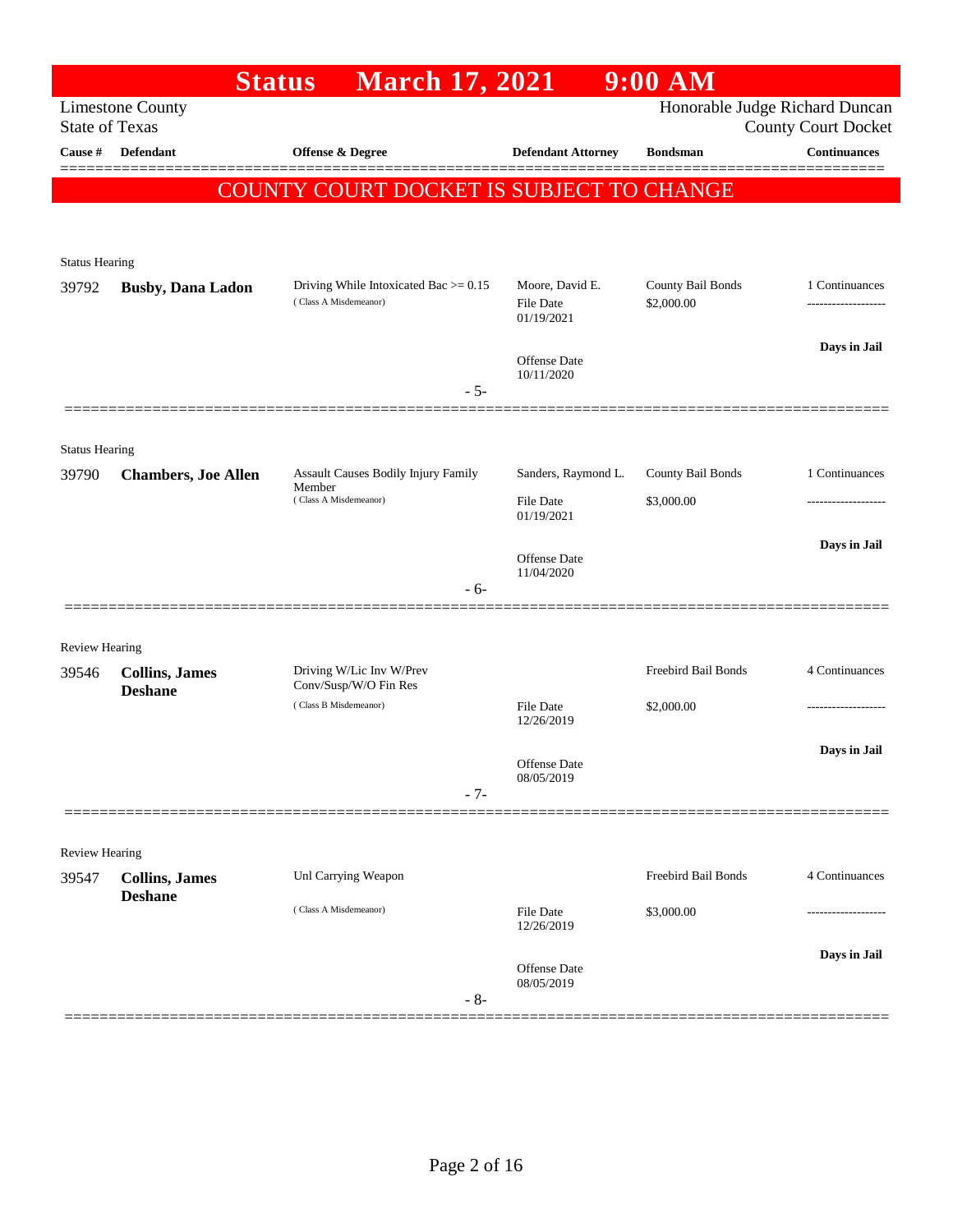# Status March 17, 2021 9:00 AM

Limestone County
State of Texas

Honorable Judge Richard Duncan
County Court Docket

**COUNTY COURT DOCKET IS SUBJECT TO CHANGE**

| Cause # | Defendant | Offense & Degree | Defendant Attorney | Bondsman | Continuances |
|---|---|---|---|---|---|
| **Status Hearing** | | | | | |
| 39792 | **Busby, Dana Ladon** | Driving While Intoxicated Bac >= 0.15 (Class A Misdemeanor) | Moore, David E.<br>File Date 01/19/2021<br>Offense Date 10/11/2020 | County Bail Bonds<br>$2,000.00 | 1 Continuances<br>**Days in Jail** |
| | | - 5- | | | |
| **Status Hearing** | | | | | |
| 39790 | **Chambers, Joe Allen** | Assault Causes Bodily Injury Family Member (Class A Misdemeanor) | Sanders, Raymond L.<br>File Date 01/19/2021<br>Offense Date 11/04/2020 | County Bail Bonds<br>$3,000.00 | 1 Continuances<br>**Days in Jail** |
| | | - 6- | | | |
| **Review Hearing** | | | | | |
| 39546 | **Collins, James Deshane** | Driving W/Lic Inv W/Prev Conv/Susp/W/O Fin Res (Class B Misdemeanor) | File Date 12/26/2019<br>Offense Date 08/05/2019 | Freebird Bail Bonds<br>$2,000.00 | 4 Continuances<br>**Days in Jail** |
| | | - 7- | | | |
| **Review Hearing** | | | | | |
| 39547 | **Collins, James Deshane** | Unl Carrying Weapon (Class A Misdemeanor) | File Date 12/26/2019<br>Offense Date 08/05/2019 | Freebird Bail Bonds<br>$3,000.00 | 4 Continuances<br>**Days in Jail** |
| | | - 8- | | | |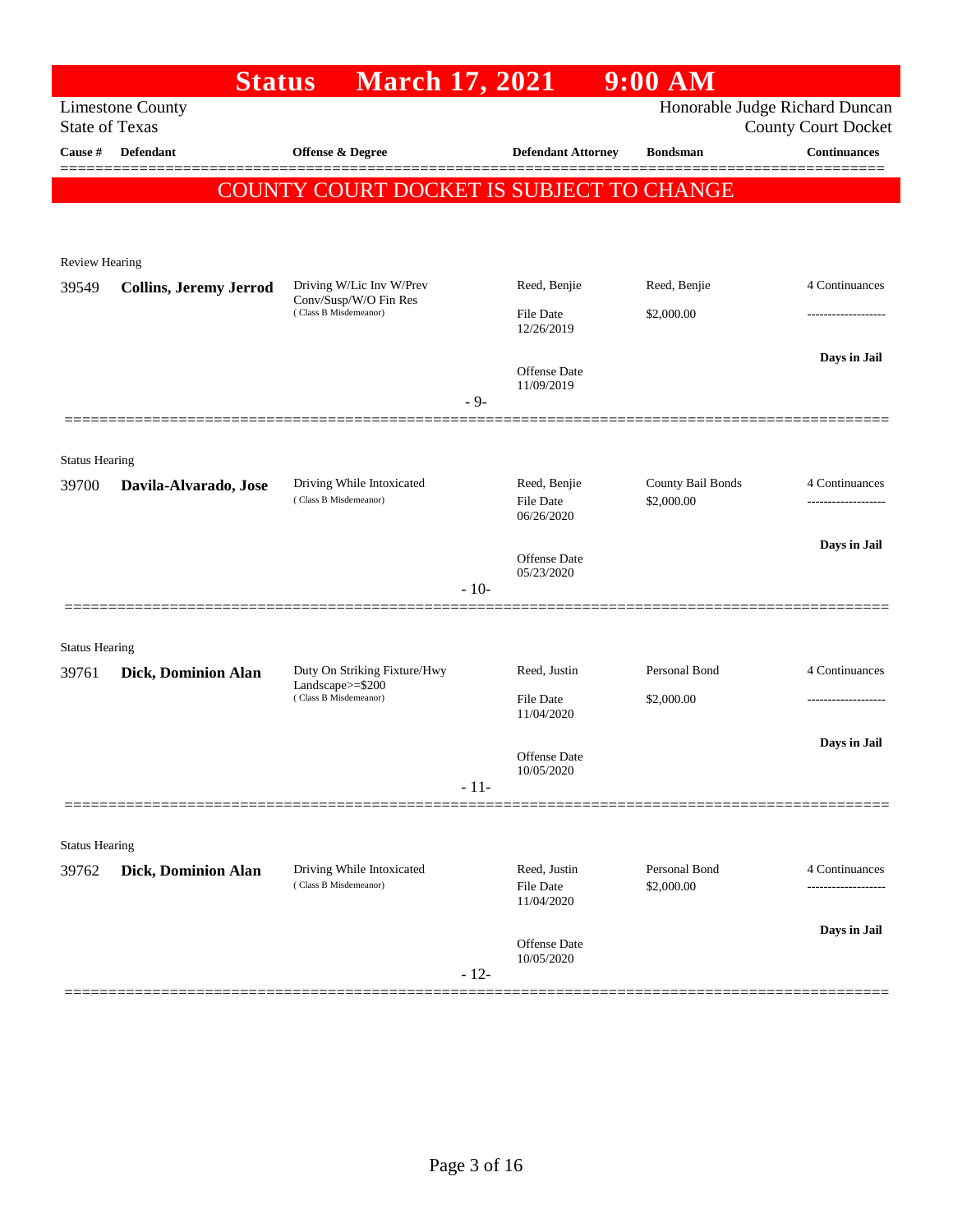# Status March 17, 2021 9:00 AM

Limestone County
State of Texas

Honorable Judge Richard Duncan
County Court Docket

| Cause # | Defendant | Offense & Degree | Defendant Attorney | Bondsman | Continuances |
|---|---|---|---|---|---|

**COUNTY COURT DOCKET IS SUBJECT TO CHANGE**

Review Hearing

| Cause # | Defendant | Offense & Degree | Defendant Attorney | Bondsman | Continuances |
|---|---|---|---|---|---|
| 39549 | **Collins, Jeremy Jerrod** | Driving W/Lic Inv W/Prev Conv/Susp/W/O Fin Res (Class B Misdemeanor) | Reed, Benjie<br>File Date 12/26/2019<br>Offense Date 11/09/2019 | Reed, Benjie<br>$2,000.00 | 4 Continuances<br>-------------------<br>**Days in Jail** |

- 9-

Status Hearing

| Cause # | Defendant | Offense & Degree | Defendant Attorney | Bondsman | Continuances |
|---|---|---|---|---|---|
| 39700 | **Davila-Alvarado, Jose** | Driving While Intoxicated (Class B Misdemeanor) | Reed, Benjie<br>File Date 06/26/2020<br>Offense Date 05/23/2020 | County Bail Bonds<br>$2,000.00 | 4 Continuances<br>-------------------<br>**Days in Jail** |

- 10-

Status Hearing

| Cause # | Defendant | Offense & Degree | Defendant Attorney | Bondsman | Continuances |
|---|---|---|---|---|---|
| 39761 | **Dick, Dominion Alan** | Duty On Striking Fixture/Hwy Landscape>=$200 (Class B Misdemeanor) | Reed, Justin<br>File Date 11/04/2020<br>Offense Date 10/05/2020 | Personal Bond<br>$2,000.00 | 4 Continuances<br>-------------------<br>**Days in Jail** |

- 11-

Status Hearing

| Cause # | Defendant | Offense & Degree | Defendant Attorney | Bondsman | Continuances |
|---|---|---|---|---|---|
| 39762 | **Dick, Dominion Alan** | Driving While Intoxicated (Class B Misdemeanor) | Reed, Justin<br>File Date 11/04/2020<br>Offense Date 10/05/2020 | Personal Bond<br>$2,000.00 | 4 Continuances<br>-------------------<br>**Days in Jail** |

- 12-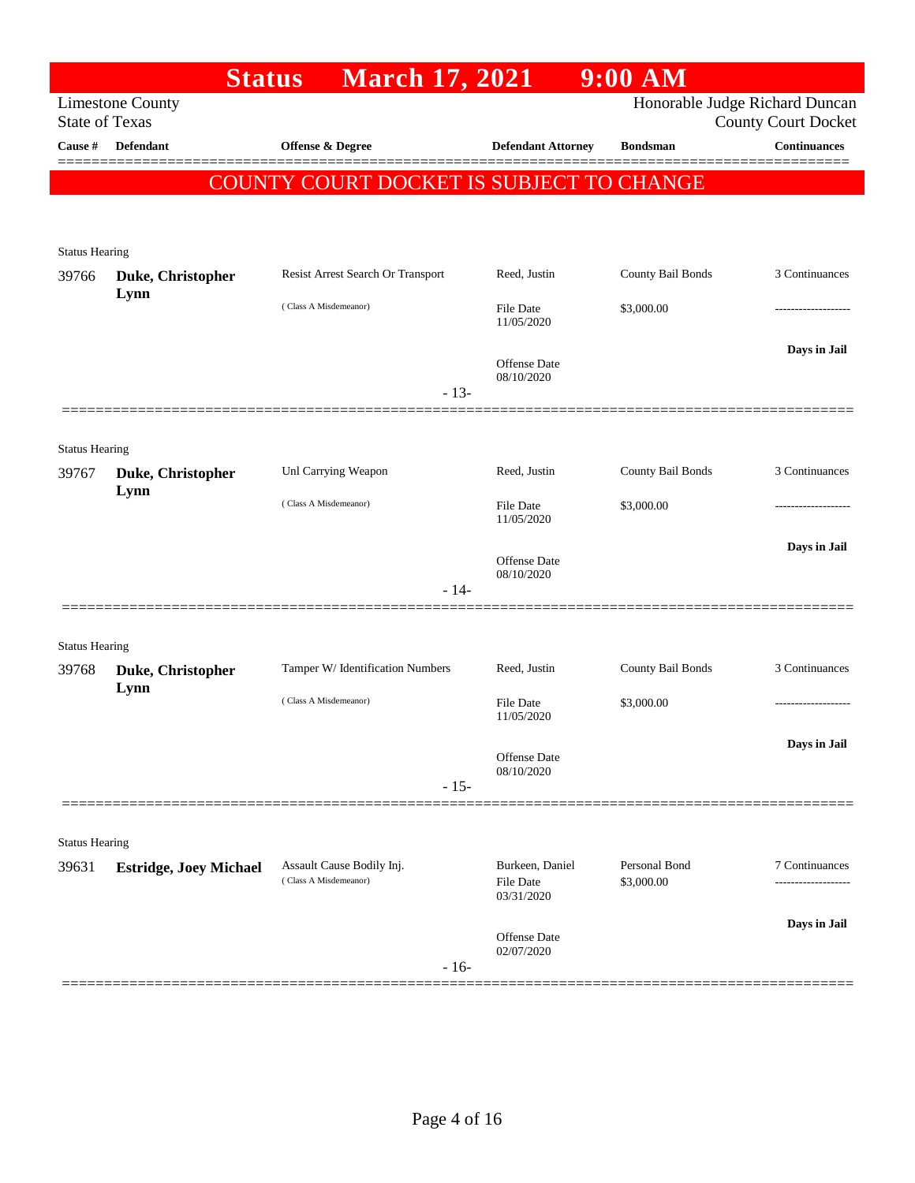# Status March 17, 2021 9:00 AM

Limestone County
State of Texas

Honorable Judge Richard Duncan
County Court Docket

| Cause # | Defendant | Offense & Degree | Defendant Attorney | Bondsman | Continuances |
|---|---|---|---|---|---|

**COUNTY COURT DOCKET IS SUBJECT TO CHANGE**

Status Hearing

| Cause # | Defendant | Offense & Degree | Defendant Attorney | Bondsman | Continuances |
|---|---|---|---|---|---|
| 39766 | **Duke, Christopher Lynn** | Resist Arrest Search Or Transport (Class A Misdemeanor) | Reed, Justin<br>File Date 11/05/2020<br>Offense Date 08/10/2020 | County Bail Bonds<br>$3,000.00 | 3 Continuances<br>-------------------<br>**Days in Jail** |

- 13-

Status Hearing

| Cause # | Defendant | Offense & Degree | Defendant Attorney | Bondsman | Continuances |
|---|---|---|---|---|---|
| 39767 | **Duke, Christopher Lynn** | Unl Carrying Weapon (Class A Misdemeanor) | Reed, Justin<br>File Date 11/05/2020<br>Offense Date 08/10/2020 | County Bail Bonds<br>$3,000.00 | 3 Continuances<br>-------------------<br>**Days in Jail** |

- 14-

Status Hearing

| Cause # | Defendant | Offense & Degree | Defendant Attorney | Bondsman | Continuances |
|---|---|---|---|---|---|
| 39768 | **Duke, Christopher Lynn** | Tamper W/ Identification Numbers (Class A Misdemeanor) | Reed, Justin<br>File Date 11/05/2020<br>Offense Date 08/10/2020 | County Bail Bonds<br>$3,000.00 | 3 Continuances<br>-------------------<br>**Days in Jail** |

- 15-

Status Hearing

| Cause # | Defendant | Offense & Degree | Defendant Attorney | Bondsman | Continuances |
|---|---|---|---|---|---|
| 39631 | **Estridge, Joey Michael** | Assault Cause Bodily Inj. (Class A Misdemeanor) | Burkeen, Daniel<br>File Date 03/31/2020<br>Offense Date 02/07/2020 | Personal Bond<br>$3,000.00 | 7 Continuances<br>-------------------<br>**Days in Jail** |

- 16-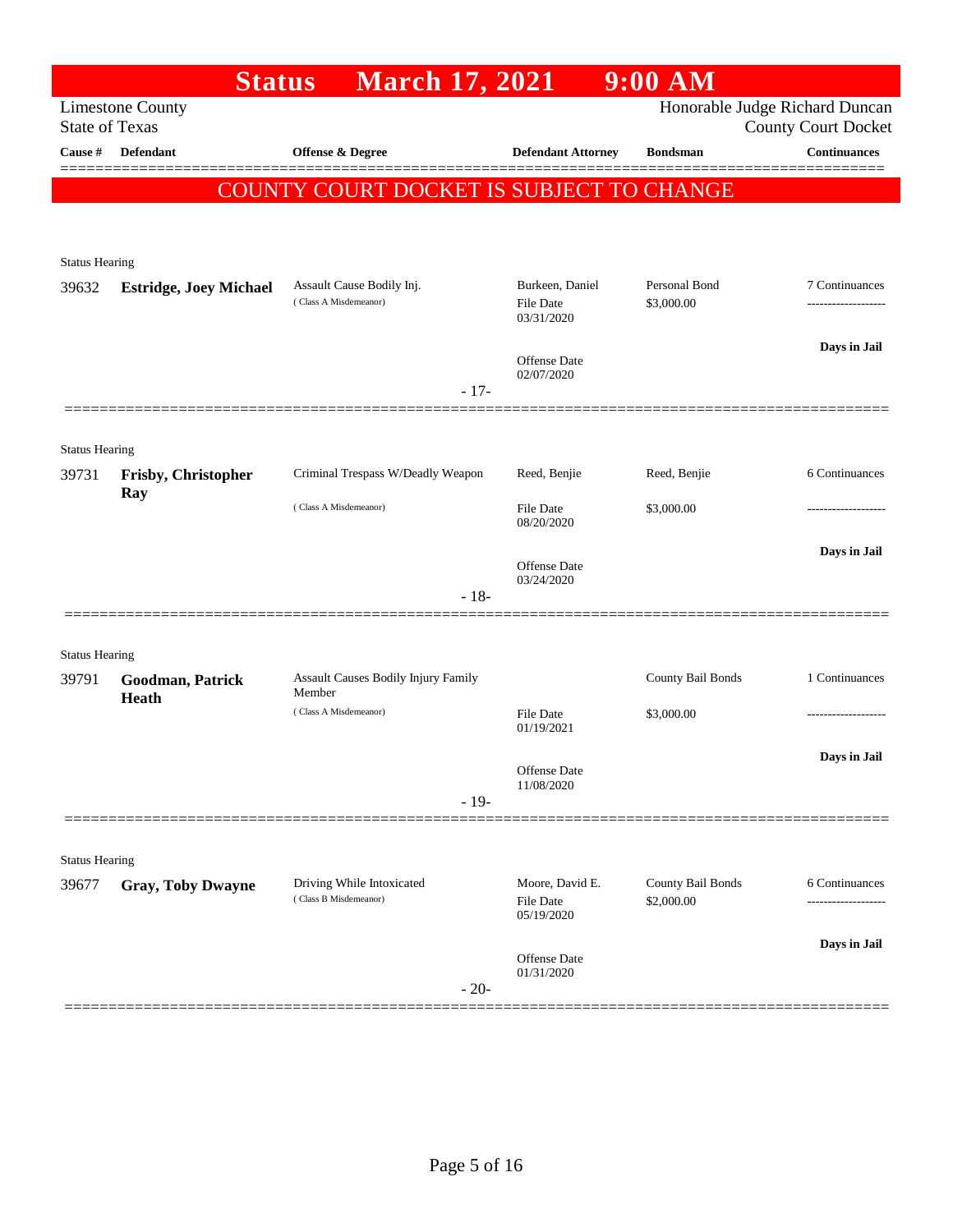# Status March 17, 2021 9:00 AM

Limestone County
State of Texas

Honorable Judge Richard Duncan
County Court Docket

| Cause # | Defendant | Offense & Degree | Defendant Attorney | Bondsman | Continuances |
|---|---|---|---|---|---|

**COUNTY COURT DOCKET IS SUBJECT TO CHANGE**

---

Status Hearing

| Cause # | Defendant | Offense & Degree | Defendant Attorney | Bondsman | Continuances |
|---|---|---|---|---|---|
| 39632 | **Estridge, Joey Michael** | Assault Cause Bodily Inj. (Class A Misdemeanor) | Burkeen, Daniel | Personal Bond | 7 Continuances |
| | | | File Date 03/31/2020 | $3,000.00 | ------------------- |
| | | | Offense Date 02/07/2020 | | **Days in Jail** |

- 17-

---

Status Hearing

| Cause # | Defendant | Offense & Degree | Defendant Attorney | Bondsman | Continuances |
|---|---|---|---|---|---|
| 39731 | **Frisby, Christopher Ray** | Criminal Trespass W/Deadly Weapon (Class A Misdemeanor) | Reed, Benjie | Reed, Benjie | 6 Continuances |
| | | | File Date 08/20/2020 | $3,000.00 | ------------------- |
| | | | Offense Date 03/24/2020 | | **Days in Jail** |

- 18-

---

Status Hearing

| Cause # | Defendant | Offense & Degree | Defendant Attorney | Bondsman | Continuances |
|---|---|---|---|---|---|
| 39791 | **Goodman, Patrick Heath** | Assault Causes Bodily Injury Family Member (Class A Misdemeanor) | | County Bail Bonds | 1 Continuances |
| | | | File Date 01/19/2021 | $3,000.00 | ------------------- |
| | | | Offense Date 11/08/2020 | | **Days in Jail** |

- 19-

---

Status Hearing

| Cause # | Defendant | Offense & Degree | Defendant Attorney | Bondsman | Continuances |
|---|---|---|---|---|---|
| 39677 | **Gray, Toby Dwayne** | Driving While Intoxicated (Class B Misdemeanor) | Moore, David E. | County Bail Bonds | 6 Continuances |
| | | | File Date 05/19/2020 | $2,000.00 | ------------------- |
| | | | Offense Date 01/31/2020 | | **Days in Jail** |

- 20-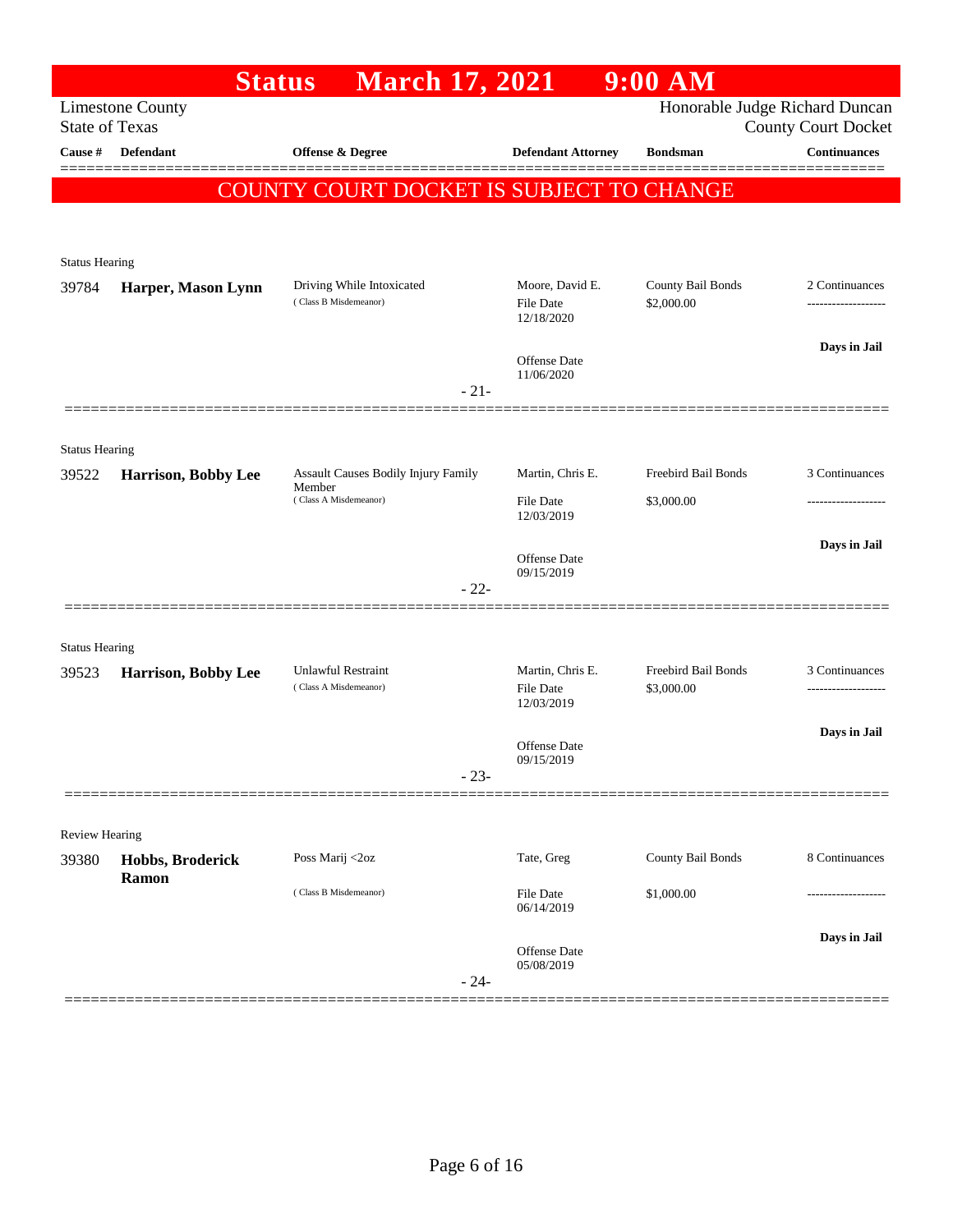# Status March 17, 2021 9:00 AM

Limestone County
State of Texas

Honorable Judge Richard Duncan
County Court Docket

| Cause # | Defendant | Offense & Degree | Defendant Attorney | Bondsman | Continuances |
|---|---|---|---|---|---|

**COUNTY COURT DOCKET IS SUBJECT TO CHANGE**

Status Hearing

| Cause # | Defendant | Offense & Degree | Defendant Attorney | Bondsman | Continuances |
|---|---|---|---|---|---|
| 39784 | **Harper, Mason Lynn** | Driving While Intoxicated (Class B Misdemeanor) | Moore, David E. File Date 12/18/2020 Offense Date 11/06/2020 | County Bail Bonds $2,000.00 | 2 Continuances ------------------- **Days in Jail** |

- 21-

Status Hearing

| Cause # | Defendant | Offense & Degree | Defendant Attorney | Bondsman | Continuances |
|---|---|---|---|---|---|
| 39522 | **Harrison, Bobby Lee** | Assault Causes Bodily Injury Family Member (Class A Misdemeanor) | Martin, Chris E. File Date 12/03/2019 Offense Date 09/15/2019 | Freebird Bail Bonds $3,000.00 | 3 Continuances ------------------- **Days in Jail** |

- 22-

Status Hearing

| Cause # | Defendant | Offense & Degree | Defendant Attorney | Bondsman | Continuances |
|---|---|---|---|---|---|
| 39523 | **Harrison, Bobby Lee** | Unlawful Restraint (Class A Misdemeanor) | Martin, Chris E. File Date 12/03/2019 Offense Date 09/15/2019 | Freebird Bail Bonds $3,000.00 | 3 Continuances ------------------- **Days in Jail** |

- 23-

Review Hearing

| Cause # | Defendant | Offense & Degree | Defendant Attorney | Bondsman | Continuances |
|---|---|---|---|---|---|
| 39380 | **Hobbs, Broderick Ramon** | Poss Marij <2oz (Class B Misdemeanor) | Tate, Greg File Date 06/14/2019 Offense Date 05/08/2019 | County Bail Bonds $1,000.00 | 8 Continuances ------------------- **Days in Jail** |

- 24-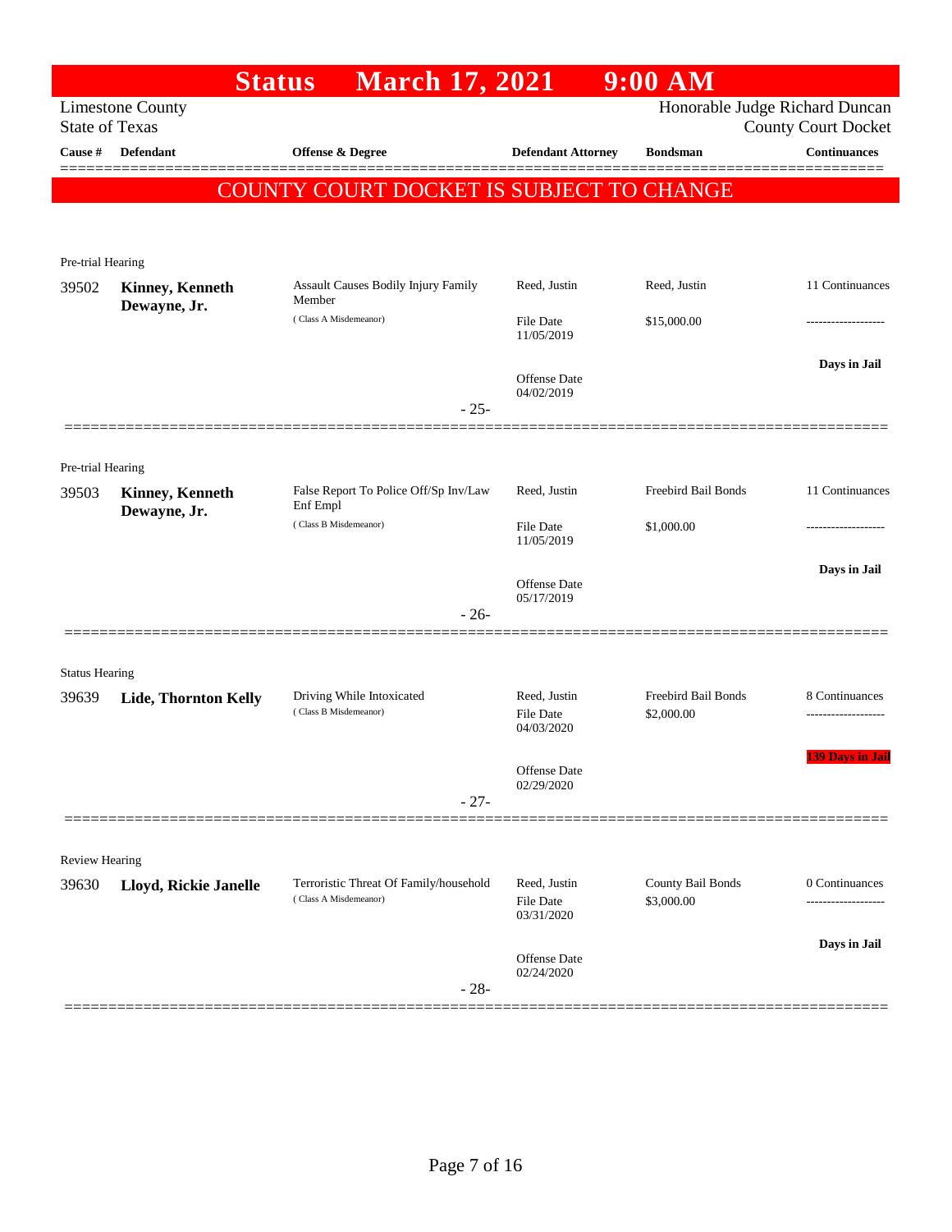# Status March 17, 2021 9:00 AM

Limestone County
State of Texas

Honorable Judge Richard Duncan
County Court Docket

| Cause # | Defendant | Offense & Degree | Defendant Attorney | Bondsman | Continuances |
|---|---|---|---|---|---|

**COUNTY COURT DOCKET IS SUBJECT TO CHANGE**

Pre-trial Hearing

| Cause # | Defendant | Offense & Degree | Defendant Attorney | Bondsman | Continuances |
|---|---|---|---|---|---|
| 39502 | **Kinney, Kenneth Dewayne, Jr.** | Assault Causes Bodily Injury Family Member (Class A Misdemeanor) | Reed, Justin | Reed, Justin | 11 Continuances |
| | | | File Date 11/05/2019 | $15,000.00 | ------------------- |
| | | | Offense Date 04/02/2019 | | Days in Jail |

- 25-

Pre-trial Hearing

| Cause # | Defendant | Offense & Degree | Defendant Attorney | Bondsman | Continuances |
|---|---|---|---|---|---|
| 39503 | **Kinney, Kenneth Dewayne, Jr.** | False Report To Police Off/Sp Inv/Law Enf Empl (Class B Misdemeanor) | Reed, Justin | Freebird Bail Bonds | 11 Continuances |
| | | | File Date 11/05/2019 | $1,000.00 | ------------------- |
| | | | Offense Date 05/17/2019 | | Days in Jail |

- 26-

Status Hearing

| Cause # | Defendant | Offense & Degree | Defendant Attorney | Bondsman | Continuances |
|---|---|---|---|---|---|
| 39639 | **Lide, Thornton Kelly** | Driving While Intoxicated (Class B Misdemeanor) | Reed, Justin | Freebird Bail Bonds | 8 Continuances |
| | | | File Date 04/03/2020 | $2,000.00 | ------------------- |
| | | | Offense Date 02/29/2020 | | 139 Days in Jail |

- 27-

Review Hearing

| Cause # | Defendant | Offense & Degree | Defendant Attorney | Bondsman | Continuances |
|---|---|---|---|---|---|
| 39630 | **Lloyd, Rickie Janelle** | Terroristic Threat Of Family/household (Class A Misdemeanor) | Reed, Justin | County Bail Bonds | 0 Continuances |
| | | | File Date 03/31/2020 | $3,000.00 | ------------------- |
| | | | Offense Date 02/24/2020 | | Days in Jail |

- 28-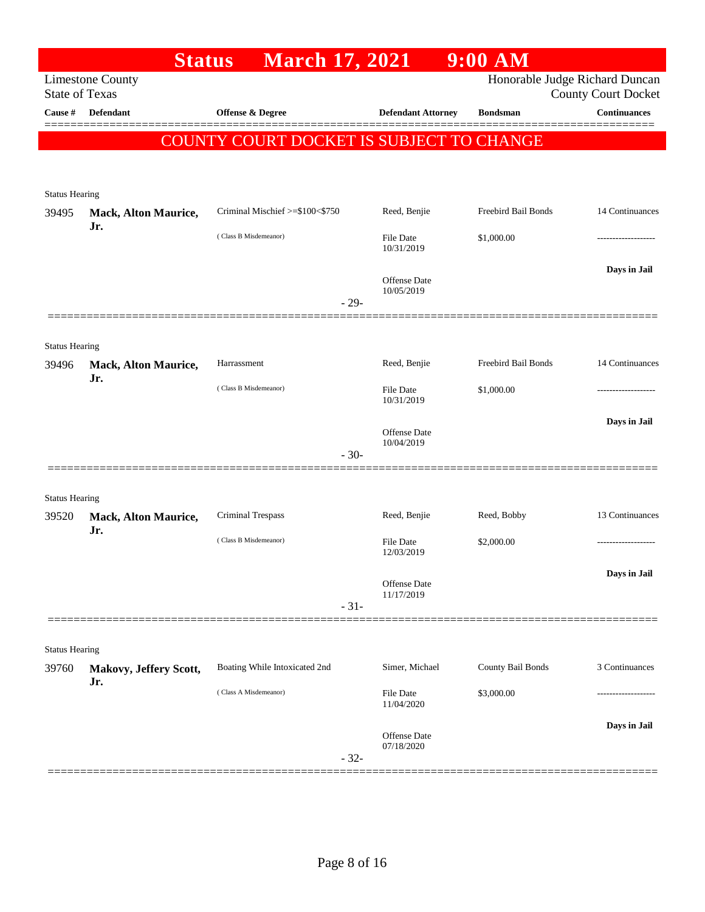# Status March 17, 2021 9:00 AM

Limestone County
State of Texas

Honorable Judge Richard Duncan
County Court Docket

**COUNTY COURT DOCKET IS SUBJECT TO CHANGE**

| Cause # | Defendant | Offense & Degree | Defendant Attorney | Bondsman | Continuances |
|---|---|---|---|---|---|
| Status Hearing | | | | | |
| 39495 | **Mack, Alton Maurice, Jr.** | Criminal Mischief >=$100<$750 (Class B Misdemeanor) | Reed, Benjie<br>File Date 10/31/2019<br>Offense Date 10/05/2019 | Freebird Bail Bonds<br>$1,000.00 | 14 Continuances<br>-------------------<br>**Days in Jail** |
| | | | - 29- | | |
| Status Hearing | | | | | |
| 39496 | **Mack, Alton Maurice, Jr.** | Harrassment (Class B Misdemeanor) | Reed, Benjie<br>File Date 10/31/2019<br>Offense Date 10/04/2019 | Freebird Bail Bonds<br>$1,000.00 | 14 Continuances<br>-------------------<br>**Days in Jail** |
| | | | - 30- | | |
| Status Hearing | | | | | |
| 39520 | **Mack, Alton Maurice, Jr.** | Criminal Trespass (Class B Misdemeanor) | Reed, Benjie<br>File Date 12/03/2019<br>Offense Date 11/17/2019 | Reed, Bobby<br>$2,000.00 | 13 Continuances<br>-------------------<br>**Days in Jail** |
| | | | - 31- | | |
| Status Hearing | | | | | |
| 39760 | **Makovy, Jeffery Scott, Jr.** | Boating While Intoxicated 2nd (Class A Misdemeanor) | Simer, Michael<br>File Date 11/04/2020<br>Offense Date 07/18/2020 | County Bail Bonds<br>$3,000.00 | 3 Continuances<br>-------------------<br>**Days in Jail** |
| | | | - 32- | | |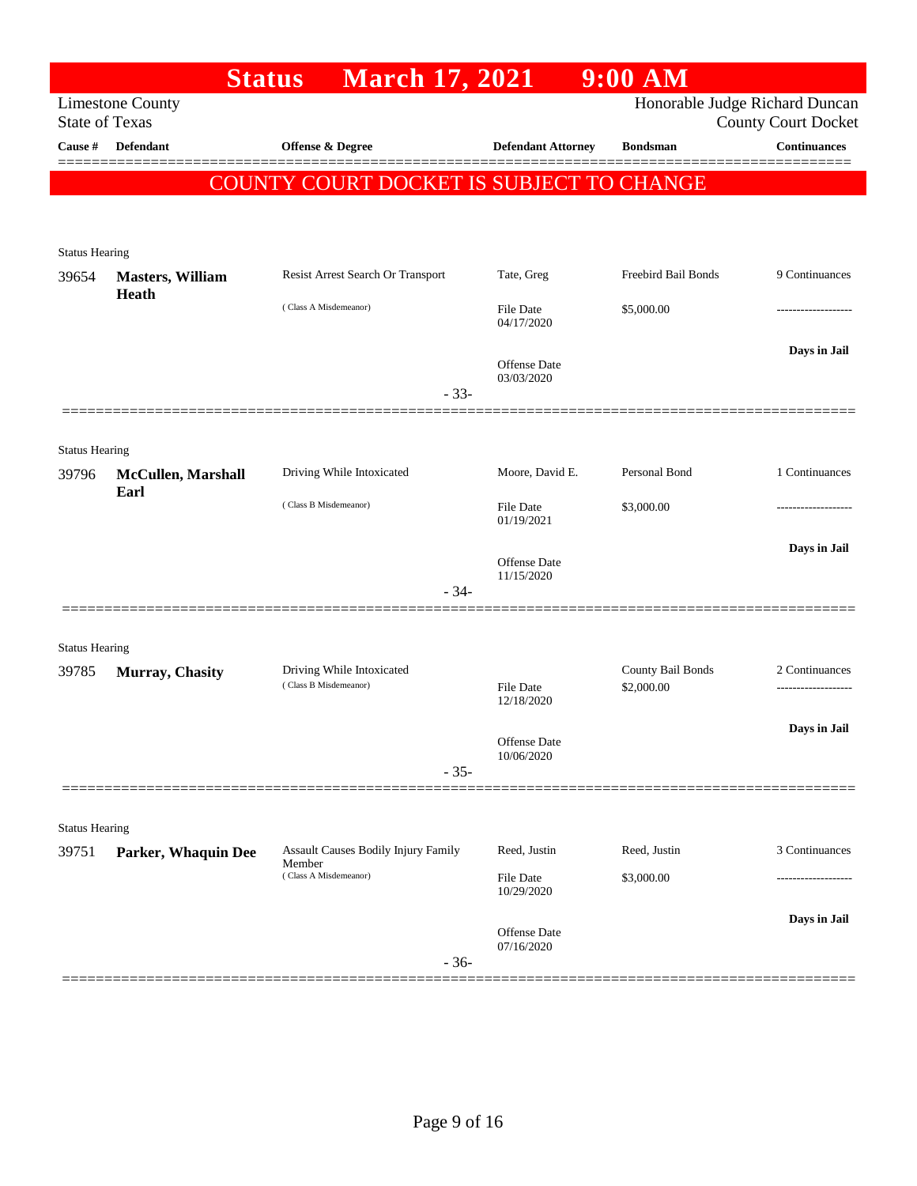# Status March 17, 2021 9:00 AM

Limestone County
State of Texas

Honorable Judge Richard Duncan
County Court Docket

**COUNTY COURT DOCKET IS SUBJECT TO CHANGE**

| Cause # | Defendant | Offense & Degree | Defendant Attorney | Bondsman | Continuances |
|---|---|---|---|---|---|
| **Status Hearing** | | | | | |
| 39654 | **Masters, William Heath** | Resist Arrest Search Or Transport (Class A Misdemeanor) | Tate, Greg | Freebird Bail Bonds | 9 Continuances |
| | | | File Date 04/17/2020 | $5,000.00 | ------------------- |
| | | | Offense Date 03/03/2020 | | **Days in Jail** |
| | | - 33- | | | |
| **Status Hearing** | | | | | |
| 39796 | **McCullen, Marshall Earl** | Driving While Intoxicated (Class B Misdemeanor) | Moore, David E. | Personal Bond | 1 Continuances |
| | | | File Date 01/19/2021 | $3,000.00 | ------------------- |
| | | | Offense Date 11/15/2020 | | **Days in Jail** |
| | | - 34- | | | |
| **Status Hearing** | | | | | |
| 39785 | **Murray, Chasity** | Driving While Intoxicated (Class B Misdemeanor) | | County Bail Bonds | 2 Continuances |
| | | | File Date 12/18/2020 | $2,000.00 | ------------------- |
| | | | Offense Date 10/06/2020 | | **Days in Jail** |
| | | - 35- | | | |
| **Status Hearing** | | | | | |
| 39751 | **Parker, Whaquin Dee** | Assault Causes Bodily Injury Family Member (Class A Misdemeanor) | Reed, Justin | Reed, Justin | 3 Continuances |
| | | | File Date 10/29/2020 | $3,000.00 | ------------------- |
| | | | Offense Date 07/16/2020 | | **Days in Jail** |
| | | - 36- | | | |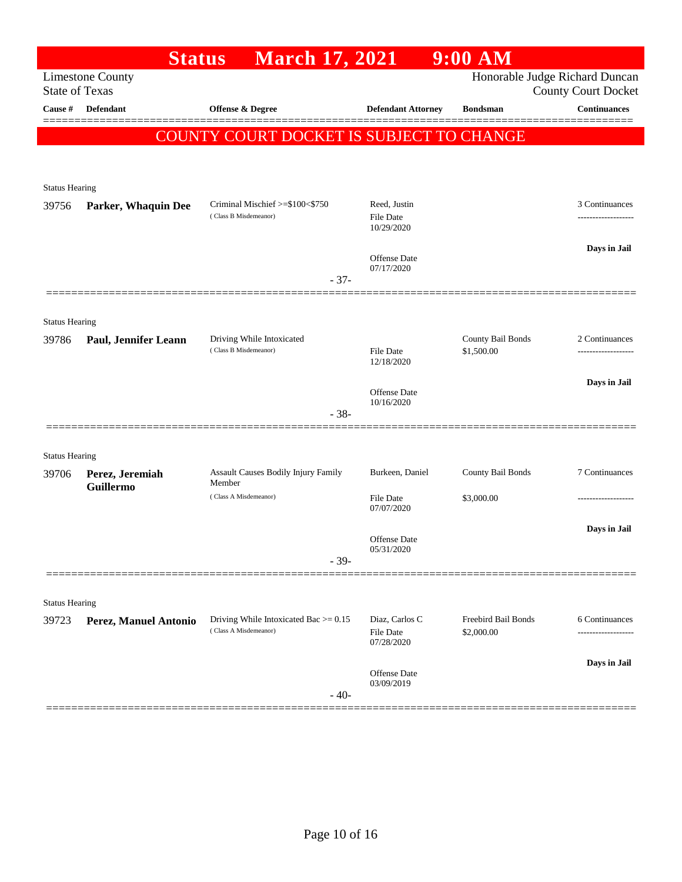# Status March 17, 2021 9:00 AM

Limestone County
State of Texas

Honorable Judge Richard Duncan
County Court Docket

**COUNTY COURT DOCKET IS SUBJECT TO CHANGE**

| Cause # | Defendant | Offense & Degree | Defendant Attorney | Bondsman | Continuances |
|---|---|---|---|---|---|
| Status Hearing | | | | | |
| 39756 | **Parker, Whaquin Dee** | Criminal Mischief >=$100<$750 (Class B Misdemeanor) | Reed, Justin<br>File Date 10/29/2020<br>Offense Date 07/17/2020 | | 3 Continuances<br>Days in Jail |
| | | - 37- | | | |
| Status Hearing | | | | | |
| 39786 | **Paul, Jennifer Leann** | Driving While Intoxicated (Class B Misdemeanor) | File Date 12/18/2020<br>Offense Date 10/16/2020 | County Bail Bonds<br>$1,500.00 | 2 Continuances<br>Days in Jail |
| | | - 38- | | | |
| Status Hearing | | | | | |
| 39706 | **Perez, Jeremiah Guillermo** | Assault Causes Bodily Injury Family Member (Class A Misdemeanor) | Burkeen, Daniel<br>File Date 07/07/2020<br>Offense Date 05/31/2020 | County Bail Bonds<br>$3,000.00 | 7 Continuances<br>Days in Jail |
| | | - 39- | | | |
| Status Hearing | | | | | |
| 39723 | **Perez, Manuel Antonio** | Driving While Intoxicated Bac >= 0.15 (Class A Misdemeanor) | Diaz, Carlos C<br>File Date 07/28/2020<br>Offense Date 03/09/2019 | Freebird Bail Bonds<br>$2,000.00 | 6 Continuances<br>Days in Jail |
| | | - 40- | | | |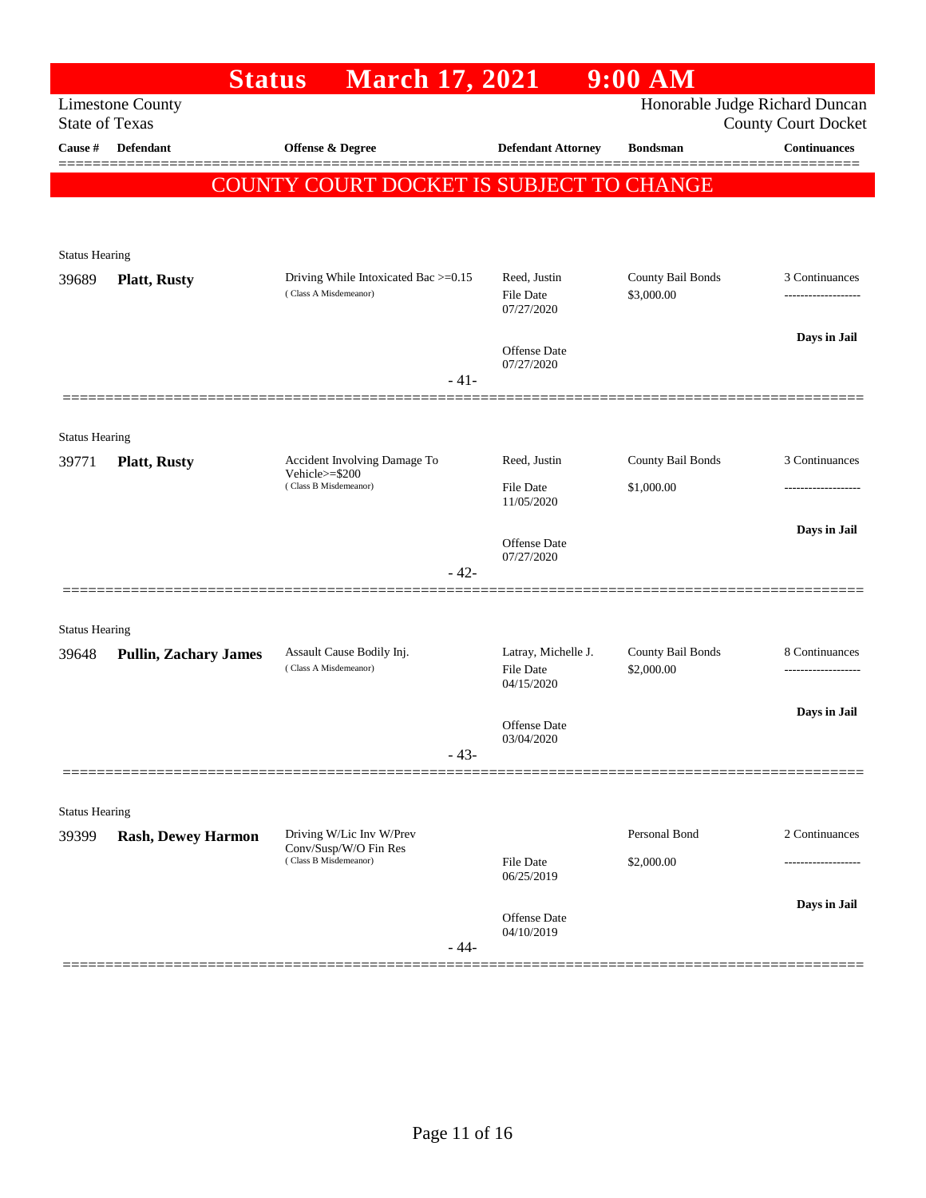# Status March 17, 2021 9:00 AM

Limestone County
State of Texas

Honorable Judge Richard Duncan
County Court Docket

| Cause # | Defendant | Offense & Degree | Defendant Attorney | Bondsman | Continuances |
|---|---|---|---|---|---|

**COUNTY COURT DOCKET IS SUBJECT TO CHANGE**

Status Hearing

| Cause # | Defendant | Offense & Degree | Defendant Attorney | Bondsman | Continuances |
|---|---|---|---|---|---|
| 39689 | **Platt, Rusty** | Driving While Intoxicated Bac >=0.15 (Class A Misdemeanor) | Reed, Justin<br>File Date 07/27/2020<br>Offense Date 07/27/2020 | County Bail Bonds<br>$3,000.00 | 3 Continuances<br>-------------------<br>**Days in Jail** |

- 41-

Status Hearing

| Cause # | Defendant | Offense & Degree | Defendant Attorney | Bondsman | Continuances |
|---|---|---|---|---|---|
| 39771 | **Platt, Rusty** | Accident Involving Damage To Vehicle>=$200 (Class B Misdemeanor) | Reed, Justin<br>File Date 11/05/2020<br>Offense Date 07/27/2020 | County Bail Bonds<br>$1,000.00 | 3 Continuances<br>-------------------<br>**Days in Jail** |

- 42-

Status Hearing

| Cause # | Defendant | Offense & Degree | Defendant Attorney | Bondsman | Continuances |
|---|---|---|---|---|---|
| 39648 | **Pullin, Zachary James** | Assault Cause Bodily Inj. (Class A Misdemeanor) | Latray, Michelle J.<br>File Date 04/15/2020<br>Offense Date 03/04/2020 | County Bail Bonds<br>$2,000.00 | 8 Continuances<br>-------------------<br>**Days in Jail** |

- 43-

Status Hearing

| Cause # | Defendant | Offense & Degree | Defendant Attorney | Bondsman | Continuances |
|---|---|---|---|---|---|
| 39399 | **Rash, Dewey Harmon** | Driving W/Lic Inv W/Prev Conv/Susp/W/O Fin Res (Class B Misdemeanor) | File Date 06/25/2019<br>Offense Date 04/10/2019 | Personal Bond<br>$2,000.00 | 2 Continuances<br>-------------------<br>**Days in Jail** |

- 44-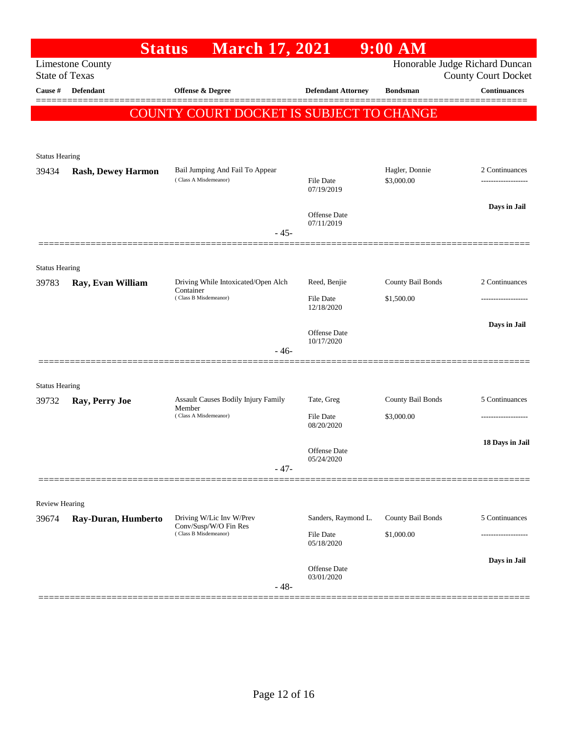# Status March 17, 2021 9:00 AM

Limestone County
State of Texas

Honorable Judge Richard Duncan
County Court Docket

**COUNTY COURT DOCKET IS SUBJECT TO CHANGE**

| Cause # | Defendant | Offense & Degree | Defendant Attorney | Bondsman | Continuances |
|---|---|---|---|---|---|
| Status Hearing | | | | | |
| 39434 | **Rash, Dewey Harmon** | Bail Jumping And Fail To Appear (Class A Misdemeanor) | File Date 07/19/2019<br>Offense Date 07/11/2019 | Hagler, Donnie<br>$3,000.00 | 2 Continuances<br>**Days in Jail** |
| | | - 45- | | | |
| Status Hearing | | | | | |
| 39783 | **Ray, Evan William** | Driving While Intoxicated/Open Alch Container (Class B Misdemeanor) | Reed, Benjie<br>File Date 12/18/2020<br>Offense Date 10/17/2020 | County Bail Bonds<br>$1,500.00 | 2 Continuances<br>**Days in Jail** |
| | | - 46- | | | |
| Status Hearing | | | | | |
| 39732 | **Ray, Perry Joe** | Assault Causes Bodily Injury Family Member (Class A Misdemeanor) | Tate, Greg<br>File Date 08/20/2020<br>Offense Date 05/24/2020 | County Bail Bonds<br>$3,000.00 | 5 Continuances<br>**18 Days in Jail** |
| | | - 47- | | | |
| Review Hearing | | | | | |
| 39674 | **Ray-Duran, Humberto** | Driving W/Lic Inv W/Prev Conv/Susp/W/O Fin Res (Class B Misdemeanor) | Sanders, Raymond L.<br>File Date 05/18/2020<br>Offense Date 03/01/2020 | County Bail Bonds<br>$1,000.00 | 5 Continuances<br>**Days in Jail** |
| | | - 48- | | | |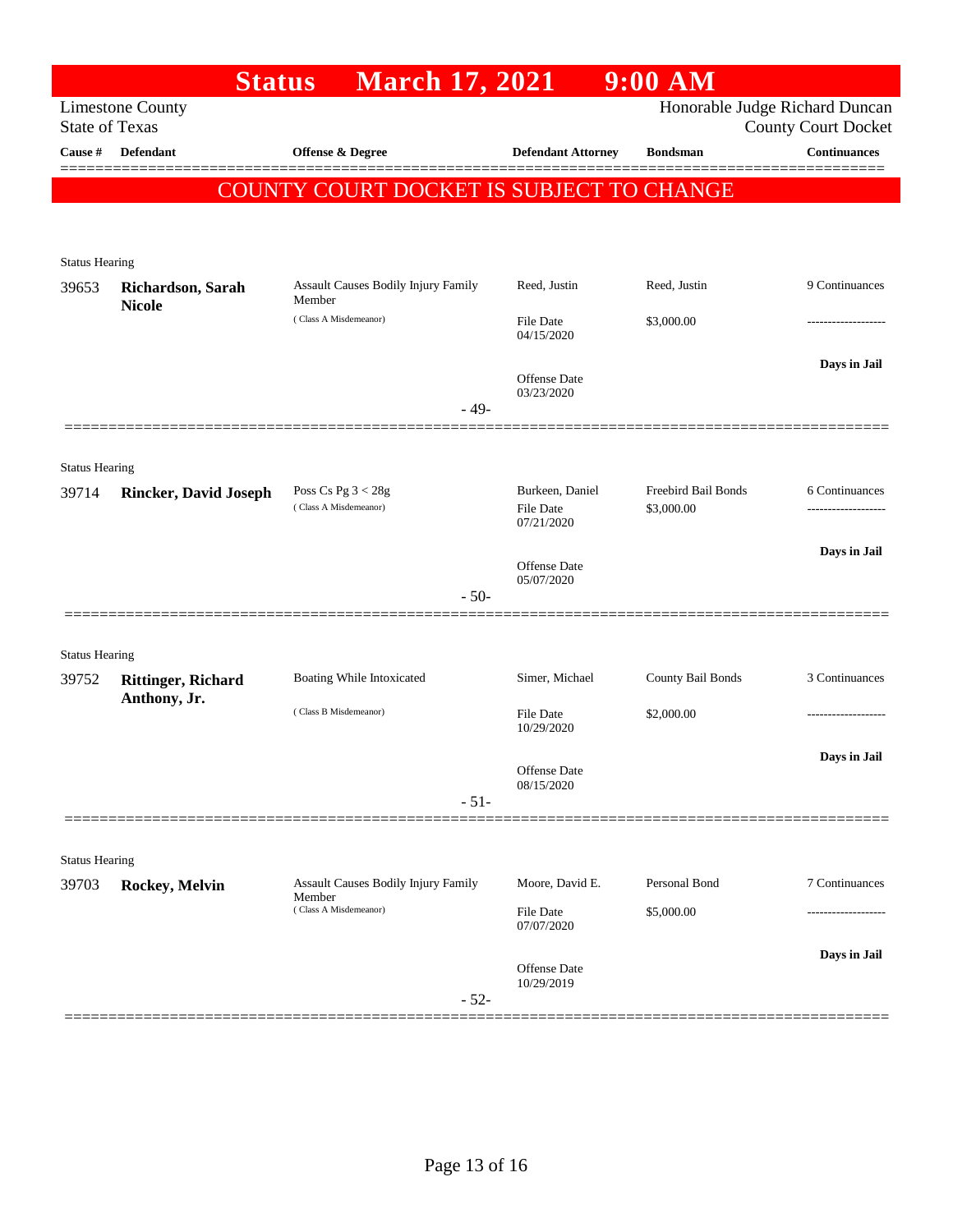# Status March 17, 2021 9:00 AM

Limestone County
State of Texas

Honorable Judge Richard Duncan
County Court Docket

| Cause # | Defendant | Offense & Degree | Defendant Attorney | Bondsman | Continuances |
|---|---|---|---|---|---|

## COUNTY COURT DOCKET IS SUBJECT TO CHANGE

Status Hearing

| Cause # | Defendant | Offense & Degree | Defendant Attorney | Bondsman | Continuances |
|---|---|---|---|---|---|
| 39653 | **Richardson, Sarah Nicole** | Assault Causes Bodily Injury Family Member (Class A Misdemeanor) | Reed, Justin | Reed, Justin | 9 Continuances |
| | | | File Date 04/15/2020 | $3,000.00 | ------------------- |
| | | | Offense Date 03/23/2020 | | **Days in Jail** |

- 49-

Status Hearing

| Cause # | Defendant | Offense & Degree | Defendant Attorney | Bondsman | Continuances |
|---|---|---|---|---|---|
| 39714 | **Rincker, David Joseph** | Poss Cs Pg 3 < 28g (Class A Misdemeanor) | Burkeen, Daniel | Freebird Bail Bonds | 6 Continuances |
| | | | File Date 07/21/2020 | $3,000.00 | ------------------- |
| | | | Offense Date 05/07/2020 | | **Days in Jail** |

- 50-

Status Hearing

| Cause # | Defendant | Offense & Degree | Defendant Attorney | Bondsman | Continuances |
|---|---|---|---|---|---|
| 39752 | **Rittinger, Richard Anthony, Jr.** | Boating While Intoxicated (Class B Misdemeanor) | Simer, Michael | County Bail Bonds | 3 Continuances |
| | | | File Date 10/29/2020 | $2,000.00 | ------------------- |
| | | | Offense Date 08/15/2020 | | **Days in Jail** |

- 51-

Status Hearing

| Cause # | Defendant | Offense & Degree | Defendant Attorney | Bondsman | Continuances |
|---|---|---|---|---|---|
| 39703 | **Rockey, Melvin** | Assault Causes Bodily Injury Family Member (Class A Misdemeanor) | Moore, David E. | Personal Bond | 7 Continuances |
| | | | File Date 07/07/2020 | $5,000.00 | ------------------- |
| | | | Offense Date 10/29/2019 | | **Days in Jail** |

- 52-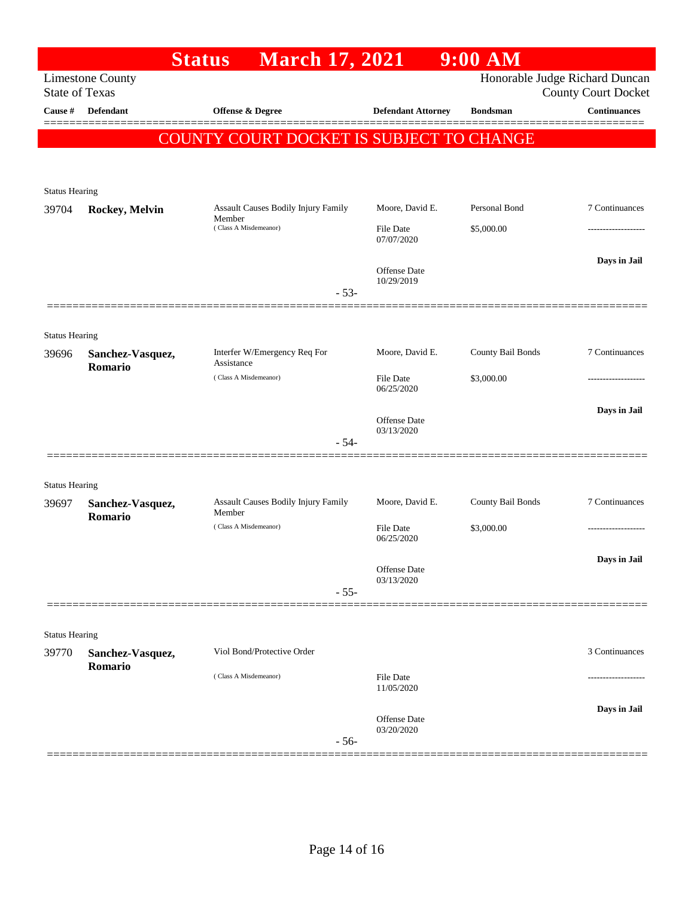# Status March 17, 2021 9:00 AM

Limestone County
State of Texas

Honorable Judge Richard Duncan
County Court Docket

| Cause # | Defendant | Offense & Degree | Defendant Attorney | Bondsman | Continuances |
|---|---|---|---|---|---|

**COUNTY COURT DOCKET IS SUBJECT TO CHANGE**

Status Hearing

| Cause # | Defendant | Offense & Degree | Defendant Attorney | Bondsman | Continuances |
|---|---|---|---|---|---|
| 39704 | **Rockey, Melvin** | Assault Causes Bodily Injury Family Member (Class A Misdemeanor) | Moore, David E. | Personal Bond | 7 Continuances |
| | | | File Date 07/07/2020 | $5,000.00 | ------------------- |
| | | | Offense Date 10/29/2019 | | **Days in Jail** |

- 53-

Status Hearing

| Cause # | Defendant | Offense & Degree | Defendant Attorney | Bondsman | Continuances |
|---|---|---|---|---|---|
| 39696 | **Sanchez-Vasquez, Romario** | Interfer W/Emergency Req For Assistance (Class A Misdemeanor) | Moore, David E. | County Bail Bonds | 7 Continuances |
| | | | File Date 06/25/2020 | $3,000.00 | ------------------- |
| | | | Offense Date 03/13/2020 | | **Days in Jail** |

- 54-

Status Hearing

| Cause # | Defendant | Offense & Degree | Defendant Attorney | Bondsman | Continuances |
|---|---|---|---|---|---|
| 39697 | **Sanchez-Vasquez, Romario** | Assault Causes Bodily Injury Family Member (Class A Misdemeanor) | Moore, David E. | County Bail Bonds | 7 Continuances |
| | | | File Date 06/25/2020 | $3,000.00 | ------------------- |
| | | | Offense Date 03/13/2020 | | **Days in Jail** |

- 55-

Status Hearing

| Cause # | Defendant | Offense & Degree | Defendant Attorney | Bondsman | Continuances |
|---|---|---|---|---|---|
| 39770 | **Sanchez-Vasquez, Romario** | Viol Bond/Protective Order (Class A Misdemeanor) | | | 3 Continuances |
| | | | File Date 11/05/2020 | | ------------------- |
| | | | Offense Date 03/20/2020 | | **Days in Jail** |

- 56-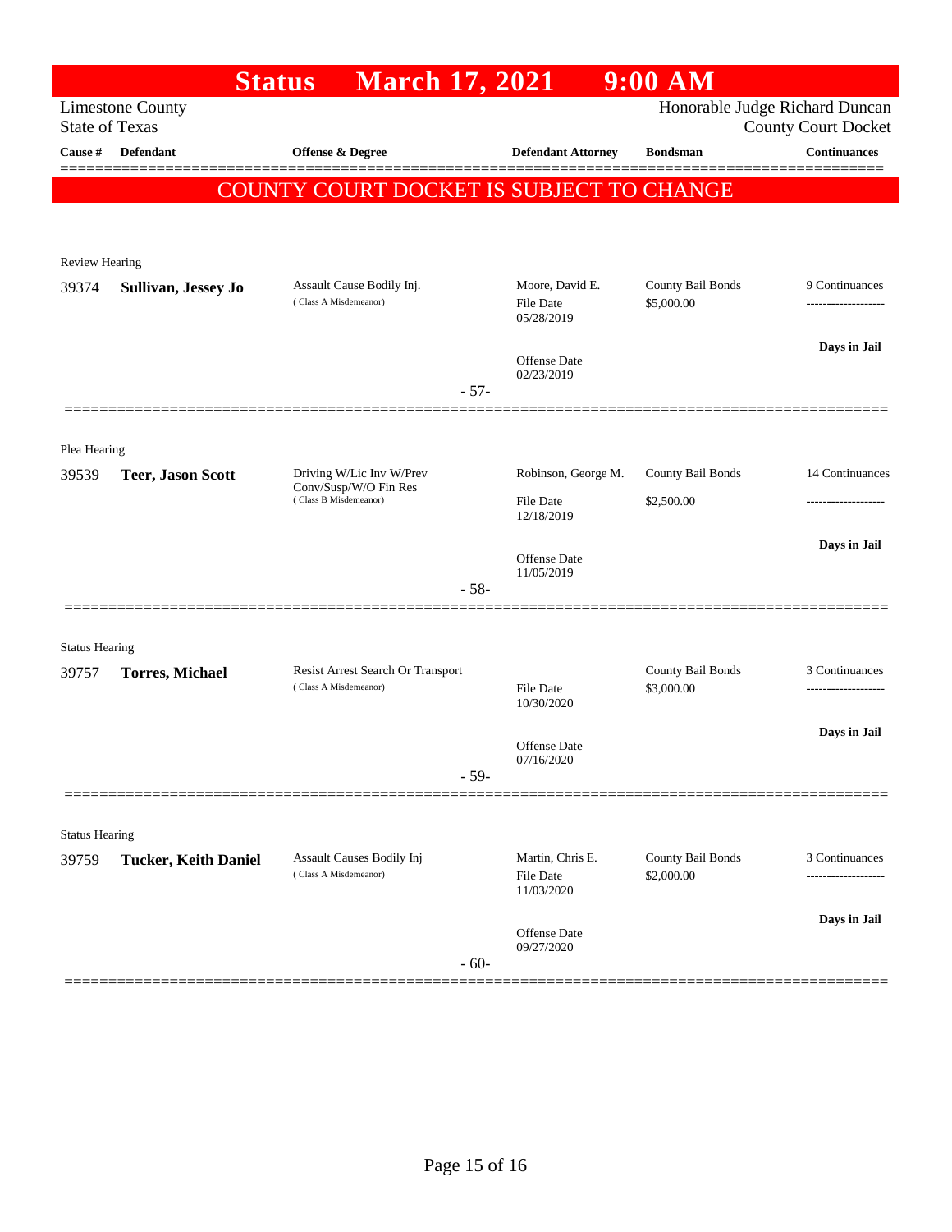# Status March 17, 2021 9:00 AM

Limestone County
State of Texas

Honorable Judge Richard Duncan
County Court Docket

| Cause # | Defendant | Offense & Degree | Defendant Attorney | Bondsman | Continuances |
|---|---|---|---|---|---|

**COUNTY COURT DOCKET IS SUBJECT TO CHANGE**

Review Hearing

| Cause # | Defendant | Offense & Degree | Defendant Attorney | Bondsman | Continuances |
|---|---|---|---|---|---|
| 39374 | **Sullivan, Jessey Jo** | Assault Cause Bodily Inj. (Class A Misdemeanor) | Moore, David E. File Date 05/28/2019 Offense Date 02/23/2019 | County Bail Bonds $5,000.00 | 9 Continuances ------------------- **Days in Jail** |

- 57-

Plea Hearing

| Cause # | Defendant | Offense & Degree | Defendant Attorney | Bondsman | Continuances |
|---|---|---|---|---|---|
| 39539 | **Teer, Jason Scott** | Driving W/Lic Inv W/Prev Conv/Susp/W/O Fin Res (Class B Misdemeanor) | Robinson, George M. File Date 12/18/2019 Offense Date 11/05/2019 | County Bail Bonds $2,500.00 | 14 Continuances ------------------- **Days in Jail** |

- 58-

Status Hearing

| Cause # | Defendant | Offense & Degree | Defendant Attorney | Bondsman | Continuances |
|---|---|---|---|---|---|
| 39757 | **Torres, Michael** | Resist Arrest Search Or Transport (Class A Misdemeanor) | File Date 10/30/2020 Offense Date 07/16/2020 | County Bail Bonds $3,000.00 | 3 Continuances ------------------- **Days in Jail** |

- 59-

Status Hearing

| Cause # | Defendant | Offense & Degree | Defendant Attorney | Bondsman | Continuances |
|---|---|---|---|---|---|
| 39759 | **Tucker, Keith Daniel** | Assault Causes Bodily Inj (Class A Misdemeanor) | Martin, Chris E. File Date 11/03/2020 Offense Date 09/27/2020 | County Bail Bonds $2,000.00 | 3 Continuances ------------------- **Days in Jail** |

- 60-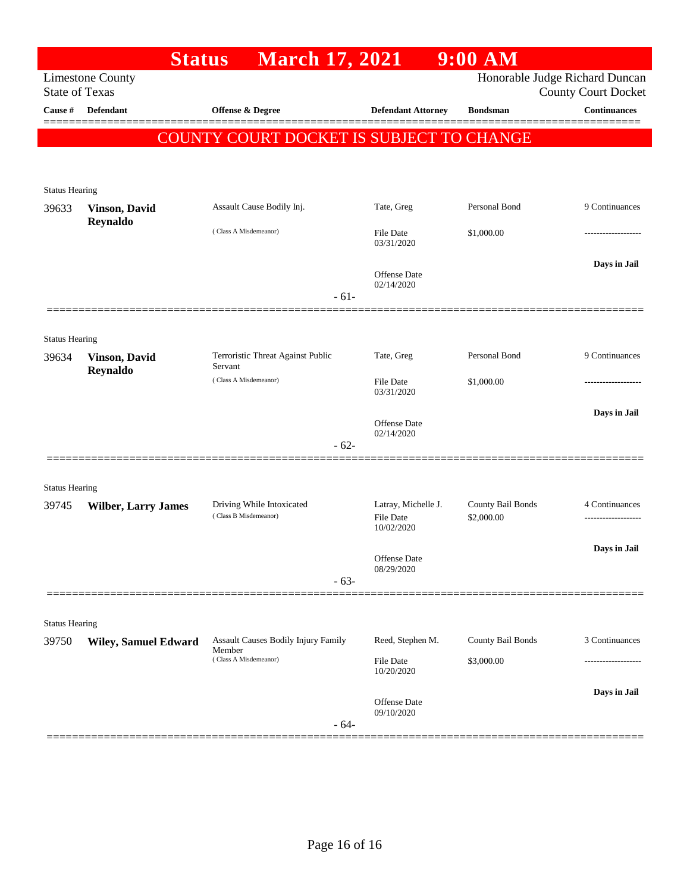# Status March 17, 2021 9:00 AM

Limestone County
State of Texas

Honorable Judge Richard Duncan
County Court Docket

**COUNTY COURT DOCKET IS SUBJECT TO CHANGE**

| Cause # | Defendant | Offense & Degree | Defendant Attorney | Bondsman | Continuances |
|---|---|---|---|---|---|
| Status Hearing | | | | | |
| 39633 | **Vinson, David Reynaldo** | Assault Cause Bodily Inj. (Class A Misdemeanor) | Tate, Greg<br>File Date 03/31/2020<br>Offense Date 02/14/2020 | Personal Bond<br>$1,000.00 | 9 Continuances<br>-------------------<br>**Days in Jail** |
| | | - 61- | | | |
| Status Hearing | | | | | |
| 39634 | **Vinson, David Reynaldo** | Terroristic Threat Against Public Servant (Class A Misdemeanor) | Tate, Greg<br>File Date 03/31/2020<br>Offense Date 02/14/2020 | Personal Bond<br>$1,000.00 | 9 Continuances<br>-------------------<br>**Days in Jail** |
| | | - 62- | | | |
| Status Hearing | | | | | |
| 39745 | **Wilber, Larry James** | Driving While Intoxicated (Class B Misdemeanor) | Latray, Michelle J.<br>File Date 10/02/2020<br>Offense Date 08/29/2020 | County Bail Bonds<br>$2,000.00 | 4 Continuances<br>-------------------<br>**Days in Jail** |
| | | - 63- | | | |
| Status Hearing | | | | | |
| 39750 | **Wiley, Samuel Edward** | Assault Causes Bodily Injury Family Member (Class A Misdemeanor) | Reed, Stephen M.<br>File Date 10/20/2020<br>Offense Date 09/10/2020 | County Bail Bonds<br>$3,000.00 | 3 Continuances<br>-------------------<br>**Days in Jail** |
| | | - 64- | | | |